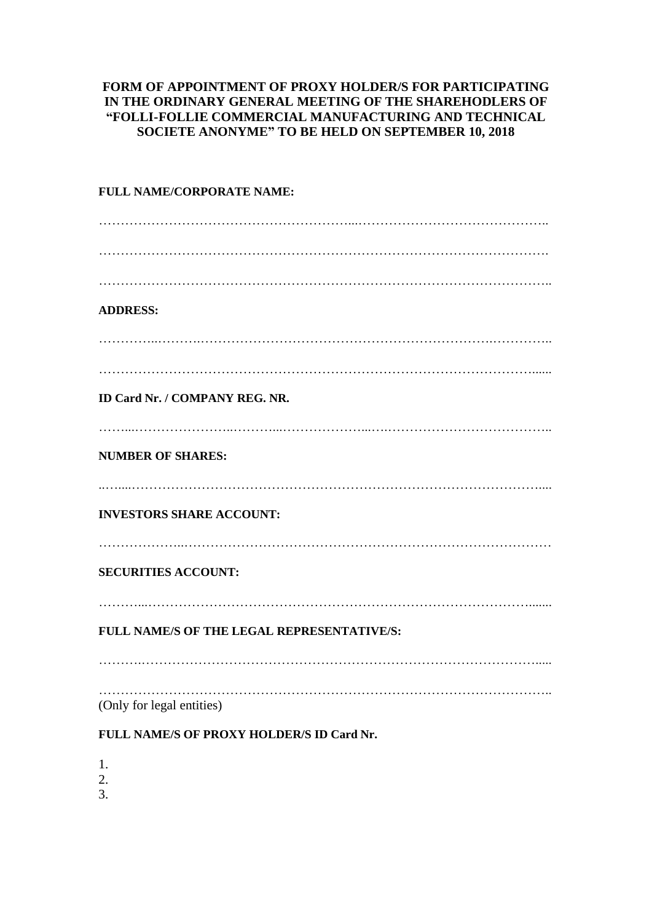**FORM OF APPOINTMENT OF PROXY HOLDER/S FOR PARTICIPATING IN THE ORDINARY GENERAL MEETING OF THE SHAREHODLERS OF "FOLLI-FOLLIE COMMERCIAL MANUFACTURING AND TECHNICAL SOCIETE ANONYME" TO BE HELD ON SEPTEMBER 10, 2018**

**FULL NAME/CORPORATE NAME:**

……………………………………………………...……………………………………..

……………………………………………………………………………………………

……………………………………………………………………………………………..

**ADDRESS:**

…………..……….………………………………………………………….…………..

……………………………………………………………………………………….......

**ID Card Nr. / COMPANY REG. NR.**

……....…………………..……….....………………...…..………………………………..

**NUMBER OF SHARES:**

..…....……………………………………………………………………………………....

**INVESTORS SHARE ACCOUNT:**

………………...……………………………………………………………………………

**SECURITIES ACCOUNT:**

………...…………………………………………………………………………….......

**FULL NAME/S OF THE LEGAL REPRESENTATIVE/S:**

……….…………………………………………………………………………………....

……………………………………………………………………………………………..
(Only for legal entities)

**FULL NAME/S OF PROXY HOLDER/S ID Card Nr.**

1.
2.
3.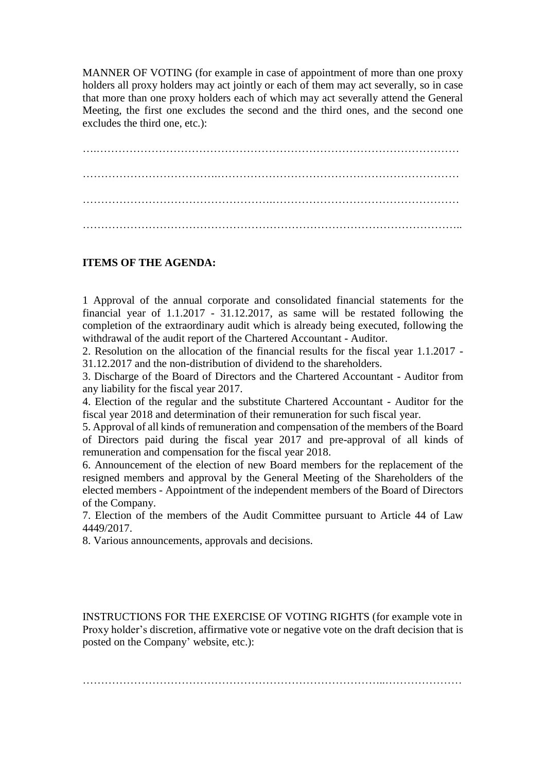MANNER OF VOTING (for example in case of appointment of more than one proxy holders all proxy holders may act jointly or each of them may act severally, so in case that more than one proxy holders each of which may act severally attend the General Meeting, the first one excludes the second and the third ones, and the second one excludes the third one, etc.):

…..……………………………………………………………………………………

…………………………….…………………………………………………………

…………………………………………..……………………………………………

…………………………………………………………………………………………..

**ITEMS OF THE AGENDA:**

1 Approval of the annual corporate and consolidated financial statements for the financial year of 1.1.2017 - 31.12.2017, as same will be restated following the completion of the extraordinary audit which is already being executed, following the withdrawal of the audit report of the Chartered Accountant - Auditor.
2. Resolution on the allocation of the financial results for the fiscal year 1.1.2017 - 31.12.2017 and the non-distribution of dividend to the shareholders.
3. Discharge of the Board of Directors and the Chartered Accountant - Auditor from any liability for the fiscal year 2017.
4. Election of the regular and the substitute Chartered Accountant - Auditor for the fiscal year 2018 and determination of their remuneration for such fiscal year.
5. Approval of all kinds of remuneration and compensation of the members of the Board of Directors paid during the fiscal year 2017 and pre-approval of all kinds of remuneration and compensation for the fiscal year 2018.
6. Announcement of the election of new Board members for the replacement of the resigned members and approval by the General Meeting of the Shareholders of the elected members - Appointment of the independent members of the Board of Directors of the Company.
7. Election of the members of the Audit Committee pursuant to Article 44 of Law 4449/2017.
8. Various announcements, approvals and decisions.

INSTRUCTIONS FOR THE EXERCISE OF VOTING RIGHTS (for example vote in Proxy holder's discretion, affirmative vote or negative vote on the draft decision that is posted on the Company' website, etc.):

………………………………………………………………………..…………………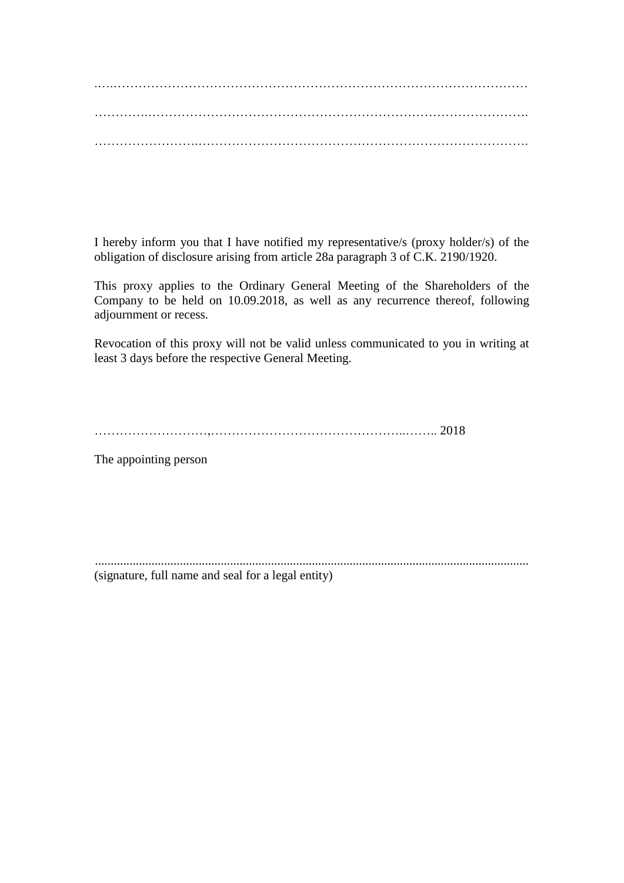..….……………………………………………………………………………………

………….……………………………………………………………………………….

……………………..……………………………………………………………………….

I hereby inform you that I have notified my representative/s (proxy holder/s) of the obligation of disclosure arising from article 28a paragraph 3 of C.K. 2190/1920.

This proxy applies to the Ordinary General Meeting of the Shareholders of the Company to be held on 10.09.2018, as well as any recurrence thereof, following adjournment or recess.

Revocation of this proxy will not be valid unless communicated to you in writing at least 3 days before the respective General Meeting.

………………………,…………………………………………..…….. 2018

The appointing person

..........................................................................................................................................
(signature, full name and seal for a legal entity)